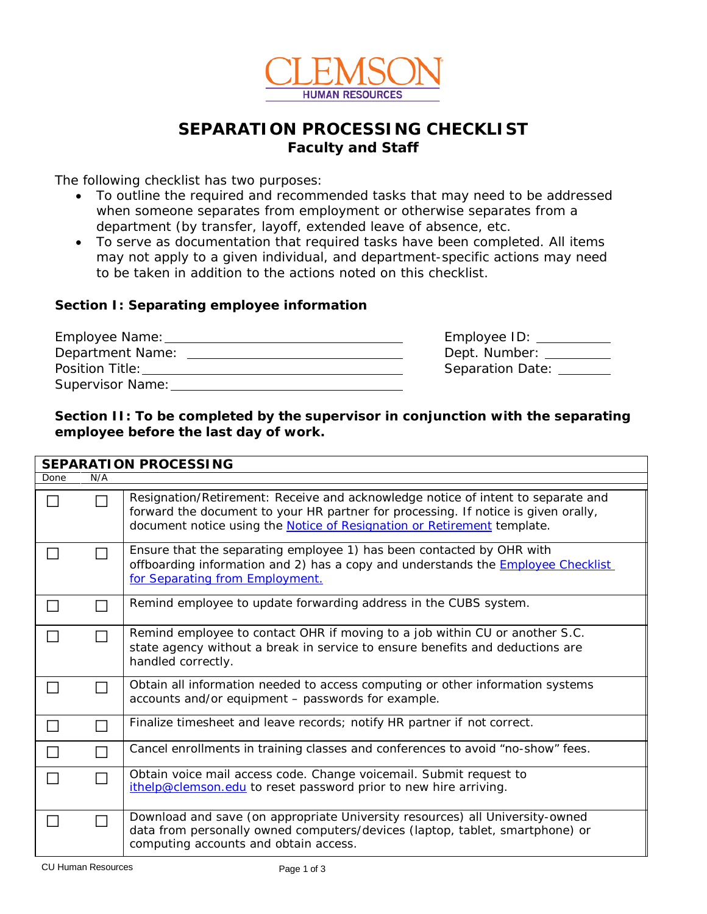CLEMSON
HUMAN RESOURCES

# SEPARATION PROCESSING CHECKLIST
## Faculty and Staff

The following checklist has two purposes:

- To outline the required and recommended tasks that may need to be addressed when someone separates from employment or otherwise separates from a department (by transfer, layoff, extended leave of absence, etc.
- To serve as documentation that required tasks have been completed. All items may not apply to a given individual, and department-specific actions may need to be taken in addition to the actions noted on this checklist.

### Section I: Separating employee information

Employee Name: ______________________________ Employee ID: __________
Department Name: ____________________________ Dept. Number: _________
Position Title: ______________________________ Separation Date: _______
Supervisor Name: ____________________________

### Section II: To be completed by the supervisor in conjunction with the separating employee before the last day of work.

**SEPARATION PROCESSING**

| Done | N/A | |
|---|---|---|
| ☐ | ☐ | Resignation/Retirement: Receive and acknowledge notice of intent to separate and forward the document to your HR partner for processing. If notice is given orally, document notice using the Notice of Resignation or Retirement template. |
| ☐ | ☐ | Ensure that the separating employee 1) has been contacted by OHR with offboarding information and 2) has a copy and understands the Employee Checklist for Separating from Employment. |
| ☐ | ☐ | Remind employee to update forwarding address in the CUBS system. |
| ☐ | ☐ | Remind employee to contact OHR if moving to a job within CU or another S.C. state agency without a break in service to ensure benefits and deductions are handled correctly. |
| ☐ | ☐ | Obtain all information needed to access computing or other information systems accounts and/or equipment – passwords for example. |
| ☐ | ☐ | Finalize timesheet and leave records; notify HR partner if not correct. |
| ☐ | ☐ | Cancel enrollments in training classes and conferences to avoid "no-show" fees. |
| ☐ | ☐ | Obtain voice mail access code. Change voicemail. Submit request to ithelp@clemson.edu to reset password prior to new hire arriving. |
| ☐ | ☐ | Download and save (on appropriate University resources) all University-owned data from personally owned computers/devices (laptop, tablet, smartphone) or computing accounts and obtain access. |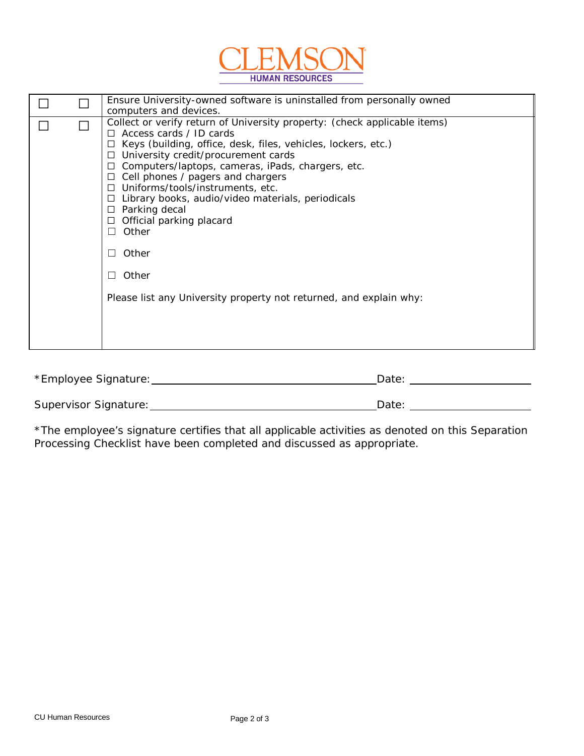CLEMSON
HUMAN RESOURCES

| ☐ | ☐ | Ensure University-owned software is uninstalled from personally owned computers and devices. |
|---|---|---|
| ☐ | ☐ | Collect or verify return of University property: (check applicable items)<br>☐ Access cards / ID cards<br>☐ Keys (building, office, desk, files, vehicles, lockers, etc.)<br>☐ University credit/procurement cards<br>☐ Computers/laptops, cameras, iPads, chargers, etc.<br>☐ Cell phones / pagers and chargers<br>☐ Uniforms/tools/instruments, etc.<br>☐ Library books, audio/video materials, periodicals<br>☐ Parking decal<br>☐ Official parking placard<br>☐ Other<br>☐ Other<br>☐ Other<br><br>Please list any University property not returned, and explain why: |

*Employee Signature: ______________________________ Date: ________________

Supervisor Signature: ______________________________ Date: ________________

*The employee's signature certifies that all applicable activities as denoted on this Separation Processing Checklist have been completed and discussed as appropriate.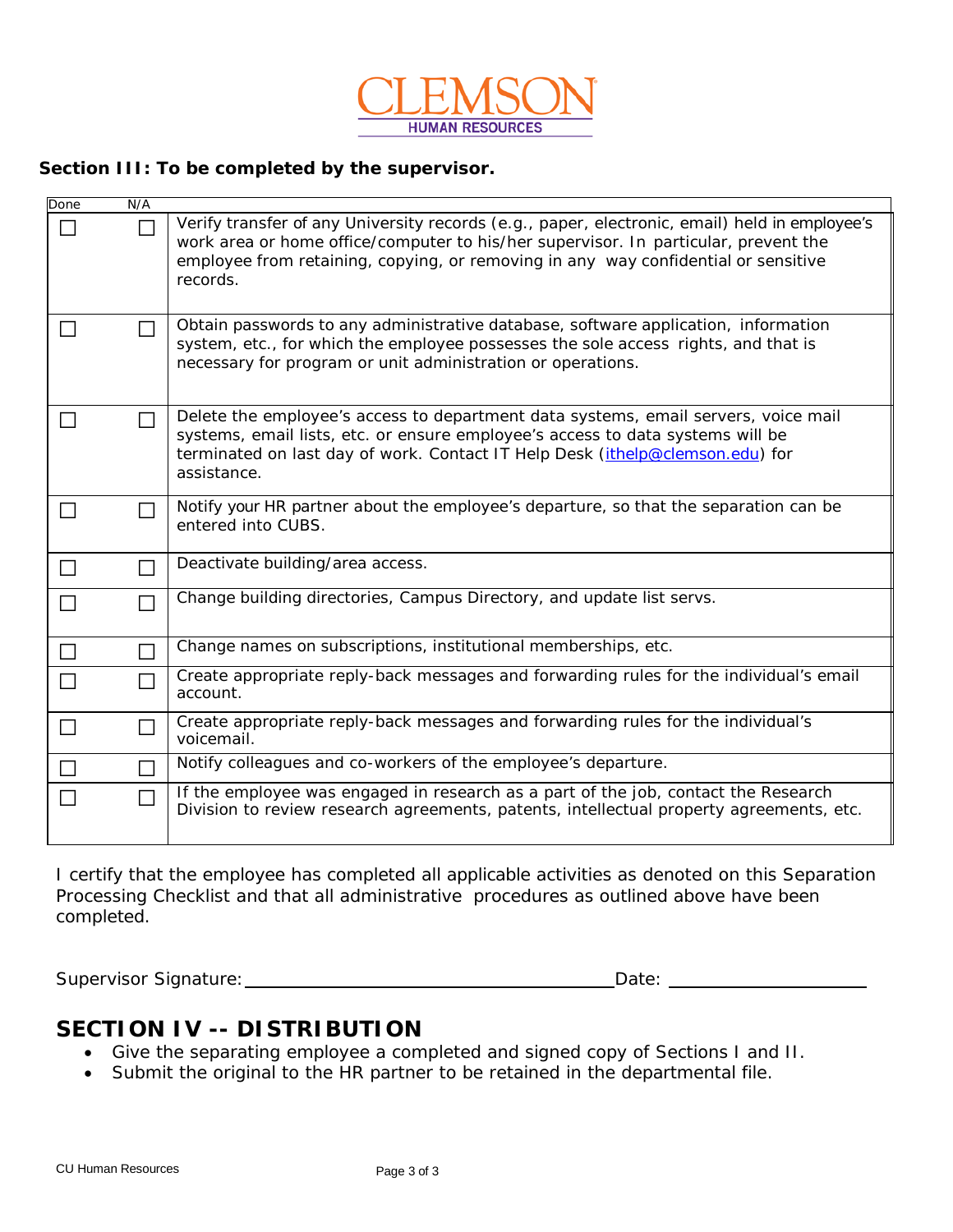CLEMSON
HUMAN RESOURCES

**Section III: To be completed by the supervisor.**

| Done | N/A | |
|---|---|---|
| ☐ | ☐ | Verify transfer of any University records (e.g., paper, electronic, email) held in employee's work area or home office/computer to his/her supervisor. In particular, prevent the employee from retaining, copying, or removing in any way confidential or sensitive records. |
| ☐ | ☐ | Obtain passwords to any administrative database, software application, information system, etc., for which the employee possesses the sole access rights, and that is necessary for program or unit administration or operations. |
| ☐ | ☐ | Delete the employee's access to department data systems, email servers, voice mail systems, email lists, etc. or ensure employee's access to data systems will be terminated on last day of work. Contact IT Help Desk (ithelp@clemson.edu) for assistance. |
| ☐ | ☐ | Notify your HR partner about the employee's departure, so that the separation can be entered into CUBS. |
| ☐ | ☐ | Deactivate building/area access. |
| ☐ | ☐ | Change building directories, Campus Directory, and update list servs. |
| ☐ | ☐ | Change names on subscriptions, institutional memberships, etc. |
| ☐ | ☐ | Create appropriate reply-back messages and forwarding rules for the individual's email account. |
| ☐ | ☐ | Create appropriate reply-back messages and forwarding rules for the individual's voicemail. |
| ☐ | ☐ | Notify colleagues and co-workers of the employee's departure. |
| ☐ | ☐ | If the employee was engaged in research as a part of the job, contact the Research Division to review research agreements, patents, intellectual property agreements, etc. |

I certify that the employee has completed all applicable activities as denoted on this Separation Processing Checklist and that all administrative procedures as outlined above have been completed.

Supervisor Signature: \_\_\_\_\_\_\_\_\_\_\_\_\_\_\_\_\_\_\_\_\_\_\_\_\_\_\_\_ Date: \_\_\_\_\_\_\_\_\_\_\_\_\_\_\_\_

## SECTION IV -- DISTRIBUTION

- Give the separating employee a completed and signed copy of Sections I and II.
- Submit the original to the HR partner to be retained in the departmental file.